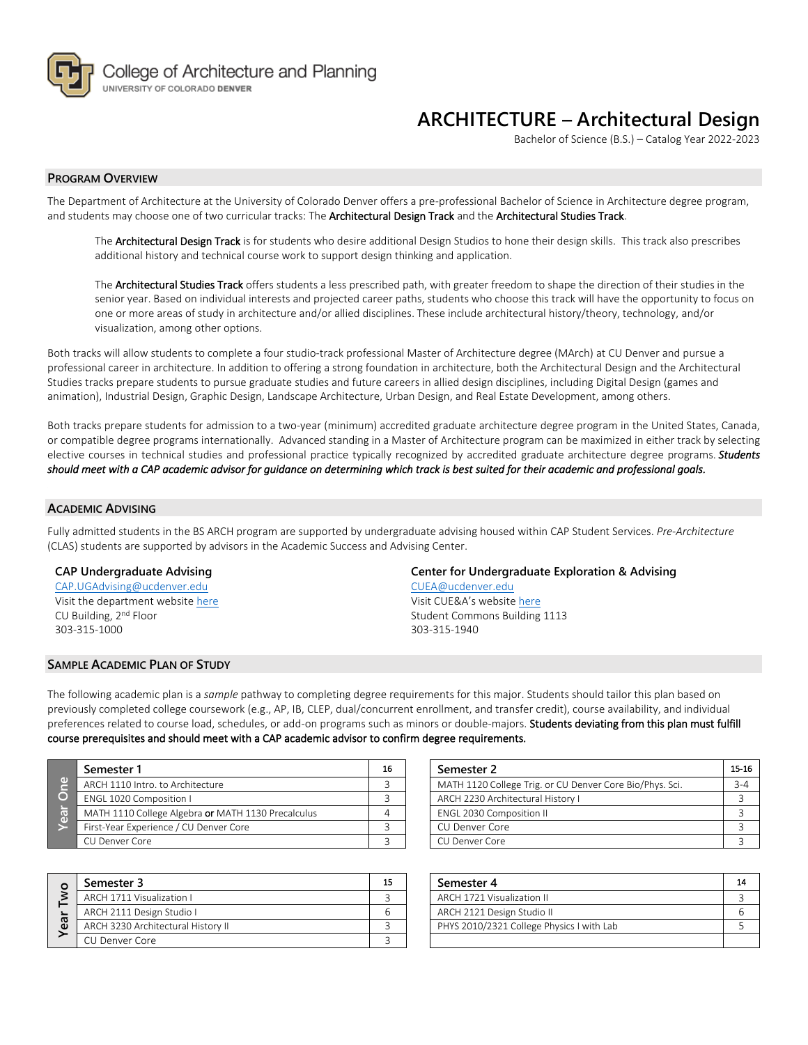College of Architecture and Planning
UNIVERSITY OF COLORADO DENVER

# ARCHITECTURE – Architectural Design

Bachelor of Science (B.S.) – Catalog Year 2022-2023

## Program Overview

The Department of Architecture at the University of Colorado Denver offers a pre-professional Bachelor of Science in Architecture degree program, and students may choose one of two curricular tracks: The **Architectural Design Track** and the **Architectural Studies Track**.

> The **Architectural Design Track** is for students who desire additional Design Studios to hone their design skills. This track also prescribes additional history and technical course work to support design thinking and application.
>
> The **Architectural Studies Track** offers students a less prescribed path, with greater freedom to shape the direction of their studies in the senior year. Based on individual interests and projected career paths, students who choose this track will have the opportunity to focus on one or more areas of study in architecture and/or allied disciplines. These include architectural history/theory, technology, and/or visualization, among other options.

Both tracks will allow students to complete a four studio-track professional Master of Architecture degree (MArch) at CU Denver and pursue a professional career in architecture. In addition to offering a strong foundation in architecture, both the Architectural Design and the Architectural Studies tracks prepare students to pursue graduate studies and future careers in allied design disciplines, including Digital Design (games and animation), Industrial Design, Graphic Design, Landscape Architecture, Urban Design, and Real Estate Development, among others.

Both tracks prepare students for admission to a two-year (minimum) accredited graduate architecture degree program in the United States, Canada, or compatible degree programs internationally. Advanced standing in a Master of Architecture program can be maximized in either track by selecting elective courses in technical studies and professional practice typically recognized by accredited graduate architecture degree programs. ***Students should meet with a CAP academic advisor for guidance on determining which track is best suited for their academic and professional goals.***

## Academic Advising

Fully admitted students in the BS ARCH program are supported by undergraduate advising housed within CAP Student Services. *Pre-Architecture* (CLAS) students are supported by advisors in the Academic Success and Advising Center.

**CAP Undergraduate Advising**
CAP.UGAdvising@ucdenver.edu
Visit the department website here
CU Building, 2nd Floor
303-315-1000

**Center for Undergraduate Exploration & Advising**
CUEA@ucdenver.edu
Visit CUE&A's website here
Student Commons Building 1113
303-315-1940

## Sample Academic Plan of Study

The following academic plan is a *sample* pathway to completing degree requirements for this major. Students should tailor this plan based on previously completed college coursework (e.g., AP, IB, CLEP, dual/concurrent enrollment, and transfer credit), course availability, and individual preferences related to course load, schedules, or add-on programs such as minors or double-majors. **Students deviating from this plan must fulfill course prerequisites and should meet with a CAP academic advisor to confirm degree requirements.**

### Year One

| Semester 1 | 16 |
|---|---|
| ARCH 1110 Intro. to Architecture | 3 |
| ENGL 1020 Composition I | 3 |
| MATH 1110 College Algebra **or** MATH 1130 Precalculus | 4 |
| First-Year Experience / CU Denver Core | 3 |
| CU Denver Core | 3 |

| Semester 2 | 15-16 |
|---|---|
| MATH 1120 College Trig. or CU Denver Core Bio/Phys. Sci. | 3-4 |
| ARCH 2230 Architectural History I | 3 |
| ENGL 2030 Composition II | 3 |
| CU Denver Core | 3 |
| CU Denver Core | 3 |

### Year Two

| Semester 3 | 15 |
|---|---|
| ARCH 1711 Visualization I | 3 |
| ARCH 2111 Design Studio I | 6 |
| ARCH 3230 Architectural History II | 3 |
| CU Denver Core | 3 |

| Semester 4 | 14 |
|---|---|
| ARCH 1721 Visualization II | 3 |
| ARCH 2121 Design Studio II | 6 |
| PHYS 2010/2321 College Physics I with Lab | 5 |
| | |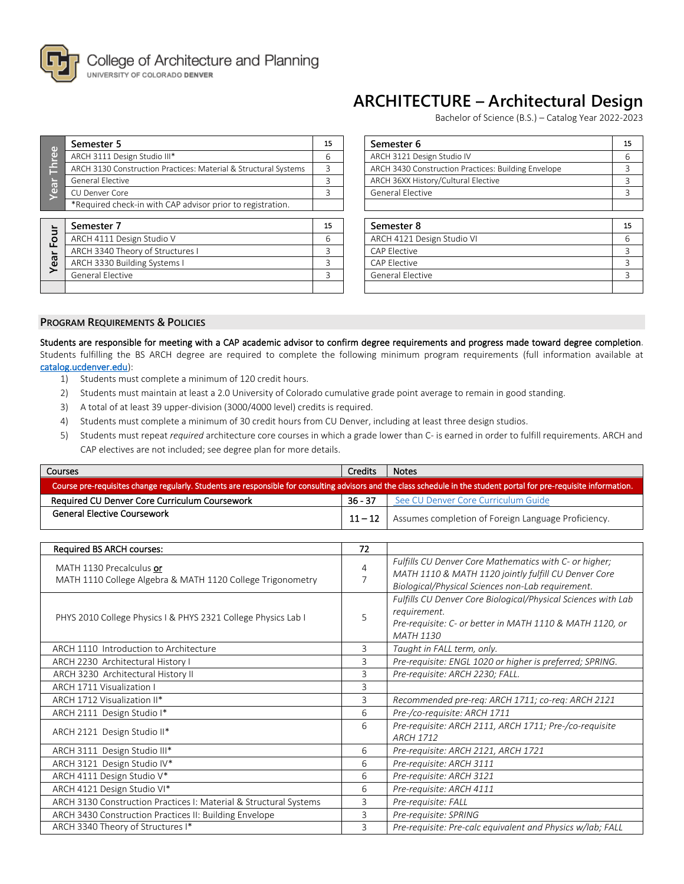# ARCHITECTURE – Architectural Design

Bachelor of Science (B.S.) – Catalog Year 2022-2023

| Year Three | Semester 5 | 15 |
|---|---|---|
| | ARCH 3111 Design Studio III* | 6 |
| | ARCH 3130 Construction Practices: Material & Structural Systems | 3 |
| | General Elective | 3 |
| | CU Denver Core | 3 |
| | *Required check-in with CAP advisor prior to registration. | |

| Semester 6 | 15 |
|---|---|
| ARCH 3121 Design Studio IV | 6 |
| ARCH 3430 Construction Practices: Building Envelope | 3 |
| ARCH 36XX History/Cultural Elective | 3 |
| General Elective | 3 |

| Year Four | Semester 7 | 15 |
|---|---|---|
| | ARCH 4111 Design Studio V | 6 |
| | ARCH 3340 Theory of Structures I | 3 |
| | ARCH 3330 Building Systems I | 3 |
| | General Elective | 3 |

| Semester 8 | 15 |
|---|---|
| ARCH 4121 Design Studio VI | 6 |
| CAP Elective | 3 |
| CAP Elective | 3 |
| General Elective | 3 |

## Program Requirements & Policies

**Students are responsible for meeting with a CAP academic advisor to confirm degree requirements and progress made toward degree completion**. Students fulfilling the BS ARCH degree are required to complete the following minimum program requirements (full information available at catalog.ucdenver.edu):

1) Students must complete a minimum of 120 credit hours.
2) Students must maintain at least a 2.0 University of Colorado cumulative grade point average to remain in good standing.
3) A total of at least 39 upper-division (3000/4000 level) credits is required.
4) Students must complete a minimum of 30 credit hours from CU Denver, including at least three design studios.
5) Students must repeat *required* architecture core courses in which a grade lower than C- is earned in order to fulfill requirements. ARCH and CAP electives are not included; see degree plan for more details.

| Courses | Credits | Notes |
|---|---|---|
| Course pre-requisites change regularly. Students are responsible for consulting advisors and the class schedule in the student portal for pre-requisite information. | | |
| Required CU Denver Core Curriculum Coursework | 36 - 37 | See CU Denver Core Curriculum Guide |
| General Elective Coursework | 11 – 12 | Assumes completion of Foreign Language Proficiency. |

| Required BS ARCH courses: | 72 | |
|---|---|---|
| MATH 1130 Precalculus **or** MATH 1110 College Algebra & MATH 1120 College Trigonometry | 4 / 7 | *Fulfills CU Denver Core Mathematics with C- or higher; MATH 1110 & MATH 1120 jointly fulfill CU Denver Core Biological/Physical Sciences non-Lab requirement.* |
| PHYS 2010 College Physics I & PHYS 2321 College Physics Lab I | 5 | *Fulfills CU Denver Core Biological/Physical Sciences with Lab requirement. Pre-requisite: C- or better in MATH 1110 & MATH 1120, or MATH 1130* |
| ARCH 1110 Introduction to Architecture | 3 | *Taught in FALL term, only.* |
| ARCH 2230 Architectural History I | 3 | *Pre-requisite: ENGL 1020 or higher is preferred; SPRING.* |
| ARCH 3230 Architectural History II | 3 | *Pre-requisite: ARCH 2230; FALL.* |
| ARCH 1711 Visualization I | 3 | |
| ARCH 1712 Visualization II* | 3 | *Recommended pre-req: ARCH 1711; co-req: ARCH 2121* |
| ARCH 2111 Design Studio I* | 6 | *Pre-requisite: ARCH 1711* |
| ARCH 2121 Design Studio II* | 6 | *Pre-requisite: ARCH 2111, ARCH 1711; Pre-/co-requisite ARCH 1712* |
| ARCH 3111 Design Studio III* | 6 | *Pre-requisite: ARCH 2121, ARCH 1721* |
| ARCH 3121 Design Studio IV* | 6 | *Pre-requisite: ARCH 3111* |
| ARCH 4111 Design Studio V* | 6 | *Pre-requisite: ARCH 3121* |
| ARCH 4121 Design Studio VI* | 6 | *Pre-requisite: ARCH 4111* |
| ARCH 3130 Construction Practices I: Material & Structural Systems | 3 | *Pre-requisite: FALL* |
| ARCH 3430 Construction Practices II: Building Envelope | 3 | *Pre-requisite: SPRING* |
| ARCH 3340 Theory of Structures I* | 3 | *Pre-requisite: Pre-calc equivalent and Physics w/lab; FALL* |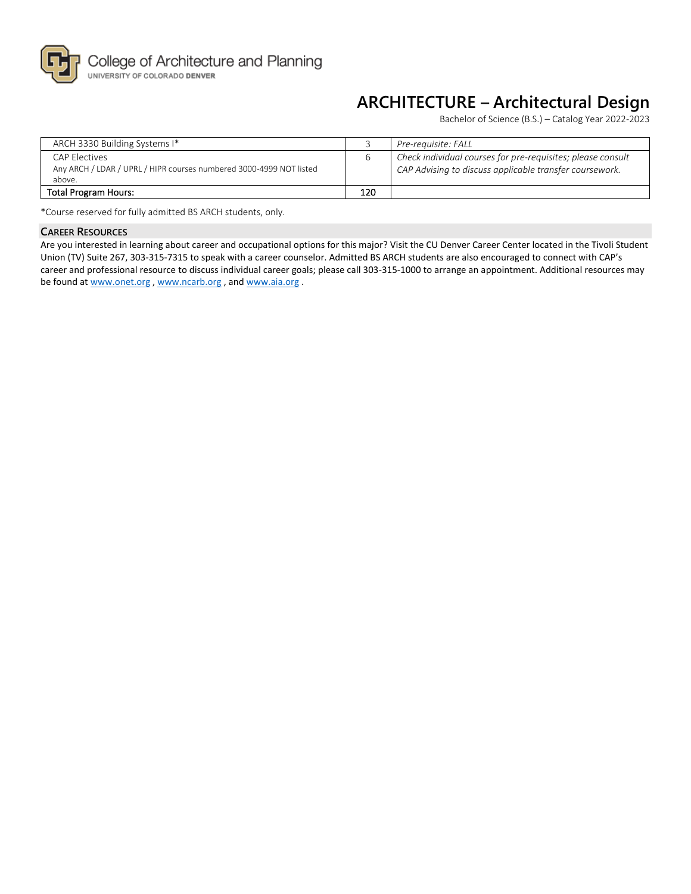# ARCHITECTURE – Architectural Design

Bachelor of Science (B.S.) – Catalog Year 2022-2023

| | | |
|---|---|---|
| ARCH 3330 Building Systems I* | 3 | *Pre-requisite: FALL* |
| CAP Electives<br>Any ARCH / LDAR / UPRL / HIPR courses numbered 3000-4999 NOT listed above. | 6 | *Check individual courses for pre-requisites; please consult CAP Advising to discuss applicable transfer coursework.* |
| **Total Program Hours:** | **120** | |

*Course reserved for fully admitted BS ARCH students, only.

## CAREER RESOURCES

Are you interested in learning about career and occupational options for this major? Visit the CU Denver Career Center located in the Tivoli Student Union (TV) Suite 267, 303-315-7315 to speak with a career counselor. Admitted BS ARCH students are also encouraged to connect with CAP's career and professional resource to discuss individual career goals; please call 303-315-1000 to arrange an appointment. Additional resources may be found at www.onet.org , www.ncarb.org , and www.aia.org .